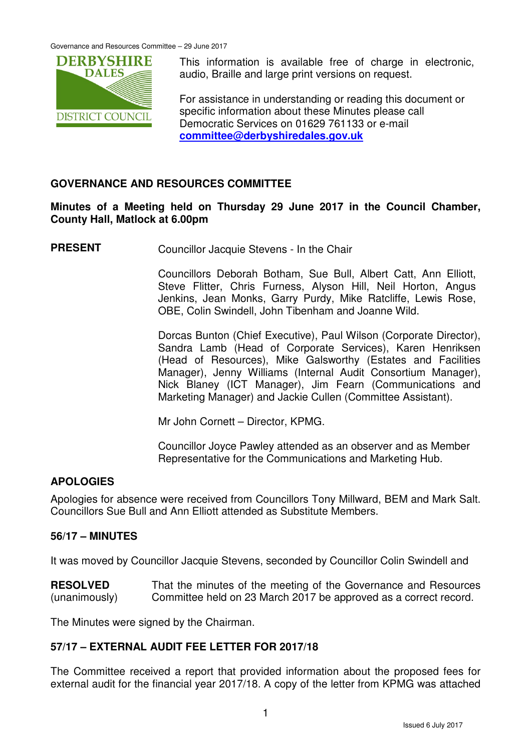This information is available free of charge in electronic, audio, Braille and large print versions on request.

For assistance in understanding or reading this document or specific information about these Minutes please call Democratic Services on 01629 761133 or e-mail **committee@derbyshiredales.gov.uk**

## GOVERNANCE AND RESOURCES COMMITTEE

**Minutes of a Meeting held on Thursday 29 June 2017 in the Council Chamber, County Hall, Matlock at 6.00pm**

**PRESENT**

Councillor Jacquie Stevens - In the Chair

Councillors Deborah Botham, Sue Bull, Albert Catt, Ann Elliott, Steve Flitter, Chris Furness, Alyson Hill, Neil Horton, Angus Jenkins, Jean Monks, Garry Purdy, Mike Ratcliffe, Lewis Rose, OBE, Colin Swindell, John Tibenham and Joanne Wild.

Dorcas Bunton (Chief Executive), Paul Wilson (Corporate Director), Sandra Lamb (Head of Corporate Services), Karen Henriksen (Head of Resources), Mike Galsworthy (Estates and Facilities Manager), Jenny Williams (Internal Audit Consortium Manager), Nick Blaney (ICT Manager), Jim Fearn (Communications and Marketing Manager) and Jackie Cullen (Committee Assistant).

Mr John Cornett – Director, KPMG.

Councillor Joyce Pawley attended as an observer and as Member Representative for the Communications and Marketing Hub.

## APOLOGIES

Apologies for absence were received from Councillors Tony Millward, BEM and Mark Salt. Councillors Sue Bull and Ann Elliott attended as Substitute Members.

## 56/17 – MINUTES

It was moved by Councillor Jacquie Stevens, seconded by Councillor Colin Swindell and

**RESOLVED** (unanimously) That the minutes of the meeting of the Governance and Resources Committee held on 23 March 2017 be approved as a correct record.

The Minutes were signed by the Chairman.

## 57/17 – EXTERNAL AUDIT FEE LETTER FOR 2017/18

The Committee received a report that provided information about the proposed fees for external audit for the financial year 2017/18. A copy of the letter from KPMG was attached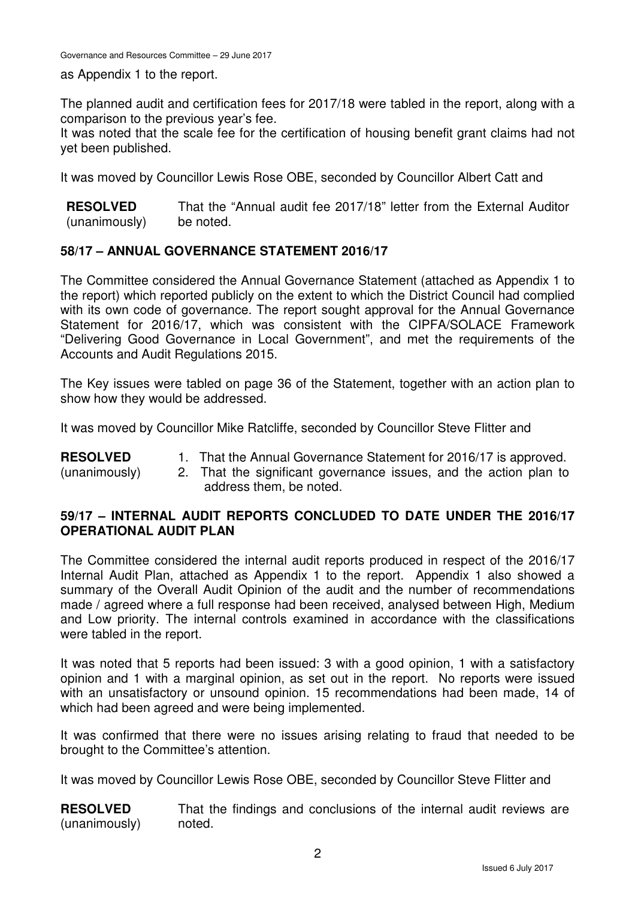as Appendix 1 to the report.

The planned audit and certification fees for 2017/18 were tabled in the report, along with a comparison to the previous year's fee.
It was noted that the scale fee for the certification of housing benefit grant claims had not yet been published.

It was moved by Councillor Lewis Rose OBE, seconded by Councillor Albert Catt and

**RESOLVED** (unanimously) That the "Annual audit fee 2017/18" letter from the External Auditor be noted.

## 58/17 – ANNUAL GOVERNANCE STATEMENT 2016/17

The Committee considered the Annual Governance Statement (attached as Appendix 1 to the report) which reported publicly on the extent to which the District Council had complied with its own code of governance. The report sought approval for the Annual Governance Statement for 2016/17, which was consistent with the CIPFA/SOLACE Framework "Delivering Good Governance in Local Government", and met the requirements of the Accounts and Audit Regulations 2015.

The Key issues were tabled on page 36 of the Statement, together with an action plan to show how they would be addressed.

It was moved by Councillor Mike Ratcliffe, seconded by Councillor Steve Flitter and

**RESOLVED** (unanimously)

1. That the Annual Governance Statement for 2016/17 is approved.
2. That the significant governance issues, and the action plan to address them, be noted.

## 59/17 – INTERNAL AUDIT REPORTS CONCLUDED TO DATE UNDER THE 2016/17 OPERATIONAL AUDIT PLAN

The Committee considered the internal audit reports produced in respect of the 2016/17 Internal Audit Plan, attached as Appendix 1 to the report. Appendix 1 also showed a summary of the Overall Audit Opinion of the audit and the number of recommendations made / agreed where a full response had been received, analysed between High, Medium and Low priority. The internal controls examined in accordance with the classifications were tabled in the report.

It was noted that 5 reports had been issued: 3 with a good opinion, 1 with a satisfactory opinion and 1 with a marginal opinion, as set out in the report. No reports were issued with an unsatisfactory or unsound opinion. 15 recommendations had been made, 14 of which had been agreed and were being implemented.

It was confirmed that there were no issues arising relating to fraud that needed to be brought to the Committee's attention.

It was moved by Councillor Lewis Rose OBE, seconded by Councillor Steve Flitter and

**RESOLVED** (unanimously) That the findings and conclusions of the internal audit reviews are noted.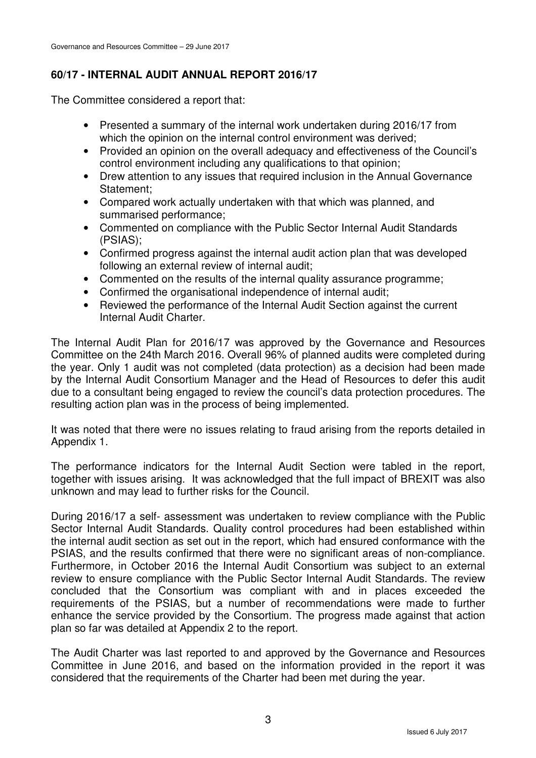## 60/17 - INTERNAL AUDIT ANNUAL REPORT 2016/17

The Committee considered a report that:

- Presented a summary of the internal work undertaken during 2016/17 from which the opinion on the internal control environment was derived;
- Provided an opinion on the overall adequacy and effectiveness of the Council's control environment including any qualifications to that opinion;
- Drew attention to any issues that required inclusion in the Annual Governance Statement;
- Compared work actually undertaken with that which was planned, and summarised performance;
- Commented on compliance with the Public Sector Internal Audit Standards (PSIAS);
- Confirmed progress against the internal audit action plan that was developed following an external review of internal audit;
- Commented on the results of the internal quality assurance programme;
- Confirmed the organisational independence of internal audit;
- Reviewed the performance of the Internal Audit Section against the current Internal Audit Charter.

The Internal Audit Plan for 2016/17 was approved by the Governance and Resources Committee on the 24th March 2016. Overall 96% of planned audits were completed during the year. Only 1 audit was not completed (data protection) as a decision had been made by the Internal Audit Consortium Manager and the Head of Resources to defer this audit due to a consultant being engaged to review the council's data protection procedures. The resulting action plan was in the process of being implemented.

It was noted that there were no issues relating to fraud arising from the reports detailed in Appendix 1.

The performance indicators for the Internal Audit Section were tabled in the report, together with issues arising. It was acknowledged that the full impact of BREXIT was also unknown and may lead to further risks for the Council.

During 2016/17 a self- assessment was undertaken to review compliance with the Public Sector Internal Audit Standards. Quality control procedures had been established within the internal audit section as set out in the report, which had ensured conformance with the PSIAS, and the results confirmed that there were no significant areas of non-compliance. Furthermore, in October 2016 the Internal Audit Consortium was subject to an external review to ensure compliance with the Public Sector Internal Audit Standards. The review concluded that the Consortium was compliant with and in places exceeded the requirements of the PSIAS, but a number of recommendations were made to further enhance the service provided by the Consortium. The progress made against that action plan so far was detailed at Appendix 2 to the report.

The Audit Charter was last reported to and approved by the Governance and Resources Committee in June 2016, and based on the information provided in the report it was considered that the requirements of the Charter had been met during the year.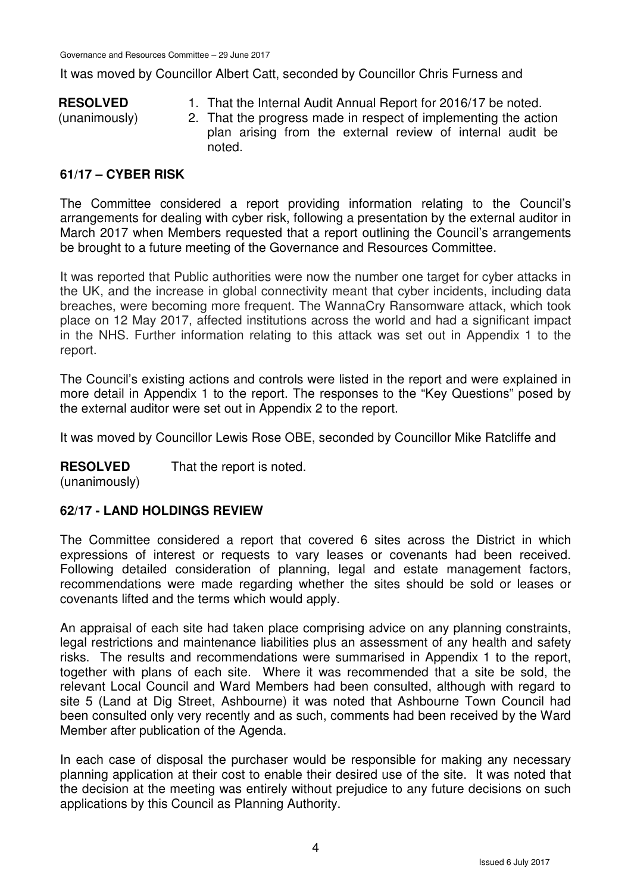It was moved by Councillor Albert Catt, seconded by Councillor Chris Furness and

**RESOLVED** (unanimously)

1. That the Internal Audit Annual Report for 2016/17 be noted.
2. That the progress made in respect of implementing the action plan arising from the external review of internal audit be noted.

## 61/17 – CYBER RISK

The Committee considered a report providing information relating to the Council's arrangements for dealing with cyber risk, following a presentation by the external auditor in March 2017 when Members requested that a report outlining the Council's arrangements be brought to a future meeting of the Governance and Resources Committee.

It was reported that Public authorities were now the number one target for cyber attacks in the UK, and the increase in global connectivity meant that cyber incidents, including data breaches, were becoming more frequent. The WannaCry Ransomware attack, which took place on 12 May 2017, affected institutions across the world and had a significant impact in the NHS. Further information relating to this attack was set out in Appendix 1 to the report.

The Council's existing actions and controls were listed in the report and were explained in more detail in Appendix 1 to the report. The responses to the "Key Questions" posed by the external auditor were set out in Appendix 2 to the report.

It was moved by Councillor Lewis Rose OBE, seconded by Councillor Mike Ratcliffe and

**RESOLVED** (unanimously) That the report is noted.

## 62/17 - LAND HOLDINGS REVIEW

The Committee considered a report that covered 6 sites across the District in which expressions of interest or requests to vary leases or covenants had been received. Following detailed consideration of planning, legal and estate management factors, recommendations were made regarding whether the sites should be sold or leases or covenants lifted and the terms which would apply.

An appraisal of each site had taken place comprising advice on any planning constraints, legal restrictions and maintenance liabilities plus an assessment of any health and safety risks. The results and recommendations were summarised in Appendix 1 to the report, together with plans of each site. Where it was recommended that a site be sold, the relevant Local Council and Ward Members had been consulted, although with regard to site 5 (Land at Dig Street, Ashbourne) it was noted that Ashbourne Town Council had been consulted only very recently and as such, comments had been received by the Ward Member after publication of the Agenda.

In each case of disposal the purchaser would be responsible for making any necessary planning application at their cost to enable their desired use of the site. It was noted that the decision at the meeting was entirely without prejudice to any future decisions on such applications by this Council as Planning Authority.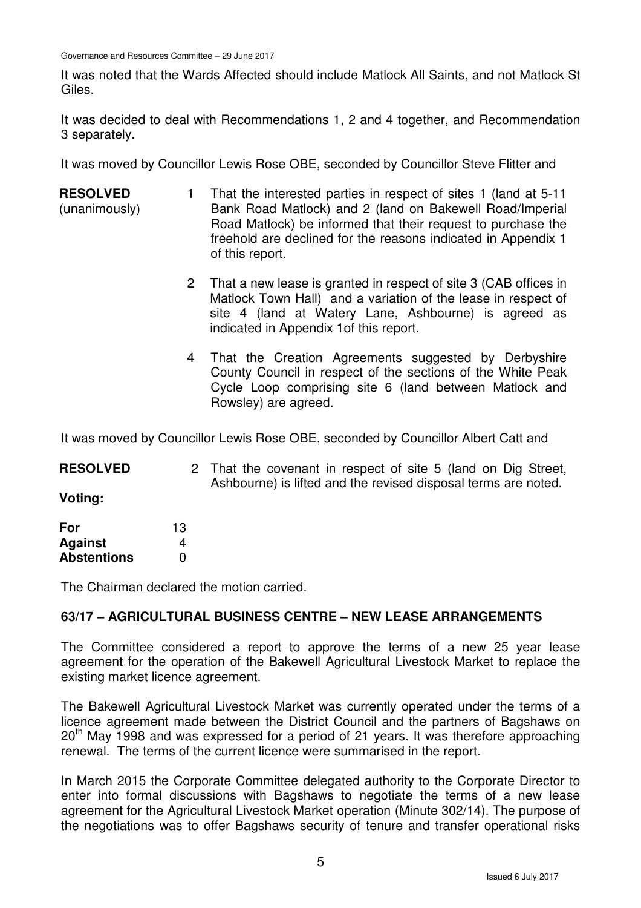It was noted that the Wards Affected should include Matlock All Saints, and not Matlock St Giles.

It was decided to deal with Recommendations 1, 2 and 4 together, and Recommendation 3 separately.

It was moved by Councillor Lewis Rose OBE, seconded by Councillor Steve Flitter and

**RESOLVED** (unanimously)

1. That the interested parties in respect of sites 1 (land at 5-11 Bank Road Matlock) and 2 (land on Bakewell Road/Imperial Road Matlock) be informed that their request to purchase the freehold are declined for the reasons indicated in Appendix 1 of this report.

2. That a new lease is granted in respect of site 3 (CAB offices in Matlock Town Hall) and a variation of the lease in respect of site 4 (land at Watery Lane, Ashbourne) is agreed as indicated in Appendix 1of this report.

4. That the Creation Agreements suggested by Derbyshire County Council in respect of the sections of the White Peak Cycle Loop comprising site 6 (land between Matlock and Rowsley) are agreed.

It was moved by Councillor Lewis Rose OBE, seconded by Councillor Albert Catt and

**RESOLVED**

2. That the covenant in respect of site 5 (land on Dig Street, Ashbourne) is lifted and the revised disposal terms are noted.

**Voting:**

| | |
|---|---|
| **For** | 13 |
| **Against** | 4 |
| **Abstentions** | 0 |

The Chairman declared the motion carried.

## 63/17 – AGRICULTURAL BUSINESS CENTRE – NEW LEASE ARRANGEMENTS

The Committee considered a report to approve the terms of a new 25 year lease agreement for the operation of the Bakewell Agricultural Livestock Market to replace the existing market licence agreement.

The Bakewell Agricultural Livestock Market was currently operated under the terms of a licence agreement made between the District Council and the partners of Bagshaws on 20th May 1998 and was expressed for a period of 21 years. It was therefore approaching renewal. The terms of the current licence were summarised in the report.

In March 2015 the Corporate Committee delegated authority to the Corporate Director to enter into formal discussions with Bagshaws to negotiate the terms of a new lease agreement for the Agricultural Livestock Market operation (Minute 302/14). The purpose of the negotiations was to offer Bagshaws security of tenure and transfer operational risks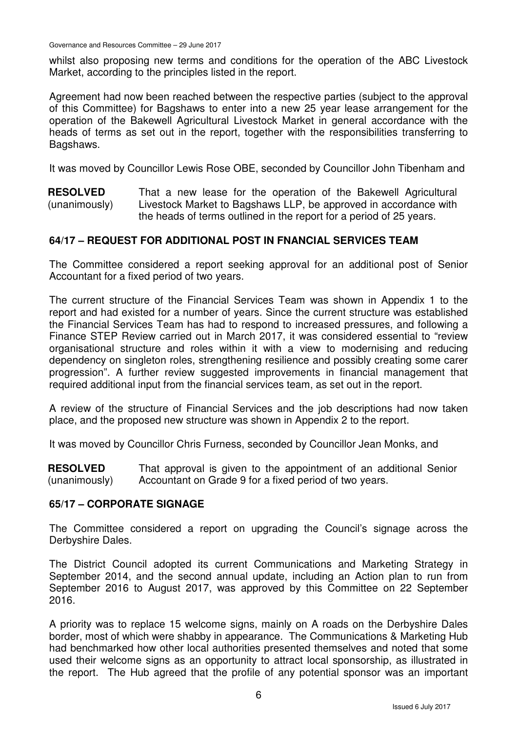whilst also proposing new terms and conditions for the operation of the ABC Livestock Market, according to the principles listed in the report.

Agreement had now been reached between the respective parties (subject to the approval of this Committee) for Bagshaws to enter into a new 25 year lease arrangement for the operation of the Bakewell Agricultural Livestock Market in general accordance with the heads of terms as set out in the report, together with the responsibilities transferring to Bagshaws.

It was moved by Councillor Lewis Rose OBE, seconded by Councillor John Tibenham and

**RESOLVED** (unanimously) That a new lease for the operation of the Bakewell Agricultural Livestock Market to Bagshaws LLP, be approved in accordance with the heads of terms outlined in the report for a period of 25 years.

### 64/17 – REQUEST FOR ADDITIONAL POST IN FNANCIAL SERVICES TEAM

The Committee considered a report seeking approval for an additional post of Senior Accountant for a fixed period of two years.

The current structure of the Financial Services Team was shown in Appendix 1 to the report and had existed for a number of years. Since the current structure was established the Financial Services Team has had to respond to increased pressures, and following a Finance STEP Review carried out in March 2017, it was considered essential to "review organisational structure and roles within it with a view to modernising and reducing dependency on singleton roles, strengthening resilience and possibly creating some carer progression". A further review suggested improvements in financial management that required additional input from the financial services team, as set out in the report.

A review of the structure of Financial Services and the job descriptions had now taken place, and the proposed new structure was shown in Appendix 2 to the report.

It was moved by Councillor Chris Furness, seconded by Councillor Jean Monks, and

**RESOLVED** (unanimously) That approval is given to the appointment of an additional Senior Accountant on Grade 9 for a fixed period of two years.

### 65/17 – CORPORATE SIGNAGE

The Committee considered a report on upgrading the Council's signage across the Derbyshire Dales.

The District Council adopted its current Communications and Marketing Strategy in September 2014, and the second annual update, including an Action plan to run from September 2016 to August 2017, was approved by this Committee on 22 September 2016.

A priority was to replace 15 welcome signs, mainly on A roads on the Derbyshire Dales border, most of which were shabby in appearance. The Communications & Marketing Hub had benchmarked how other local authorities presented themselves and noted that some used their welcome signs as an opportunity to attract local sponsorship, as illustrated in the report. The Hub agreed that the profile of any potential sponsor was an important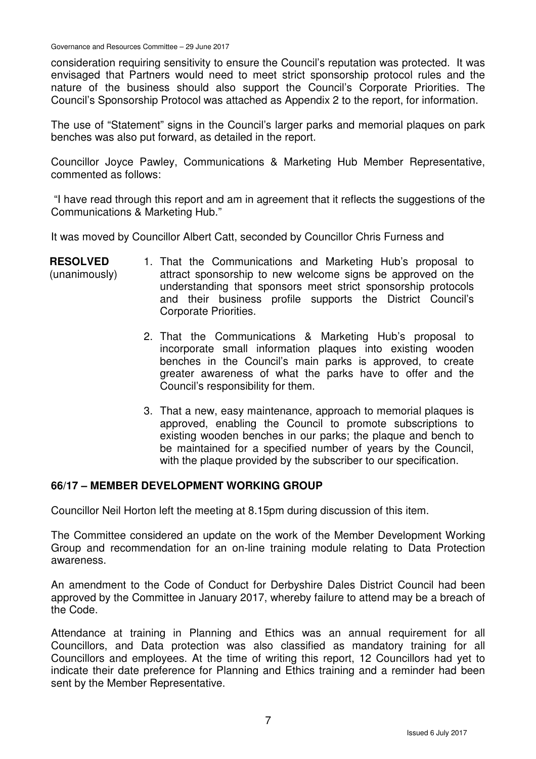consideration requiring sensitivity to ensure the Council's reputation was protected. It was envisaged that Partners would need to meet strict sponsorship protocol rules and the nature of the business should also support the Council's Corporate Priorities. The Council's Sponsorship Protocol was attached as Appendix 2 to the report, for information.

The use of "Statement" signs in the Council's larger parks and memorial plaques on park benches was also put forward, as detailed in the report.

Councillor Joyce Pawley, Communications & Marketing Hub Member Representative, commented as follows:

"I have read through this report and am in agreement that it reflects the suggestions of the Communications & Marketing Hub."

It was moved by Councillor Albert Catt, seconded by Councillor Chris Furness and

**RESOLVED** (unanimously)

1. That the Communications and Marketing Hub's proposal to attract sponsorship to new welcome signs be approved on the understanding that sponsors meet strict sponsorship protocols and their business profile supports the District Council's Corporate Priorities.

2. That the Communications & Marketing Hub's proposal to incorporate small information plaques into existing wooden benches in the Council's main parks is approved, to create greater awareness of what the parks have to offer and the Council's responsibility for them.

3. That a new, easy maintenance, approach to memorial plaques is approved, enabling the Council to promote subscriptions to existing wooden benches in our parks; the plaque and bench to be maintained for a specified number of years by the Council, with the plaque provided by the subscriber to our specification.

## 66/17 – MEMBER DEVELOPMENT WORKING GROUP

Councillor Neil Horton left the meeting at 8.15pm during discussion of this item.

The Committee considered an update on the work of the Member Development Working Group and recommendation for an on-line training module relating to Data Protection awareness.

An amendment to the Code of Conduct for Derbyshire Dales District Council had been approved by the Committee in January 2017, whereby failure to attend may be a breach of the Code.

Attendance at training in Planning and Ethics was an annual requirement for all Councillors, and Data protection was also classified as mandatory training for all Councillors and employees. At the time of writing this report, 12 Councillors had yet to indicate their date preference for Planning and Ethics training and a reminder had been sent by the Member Representative.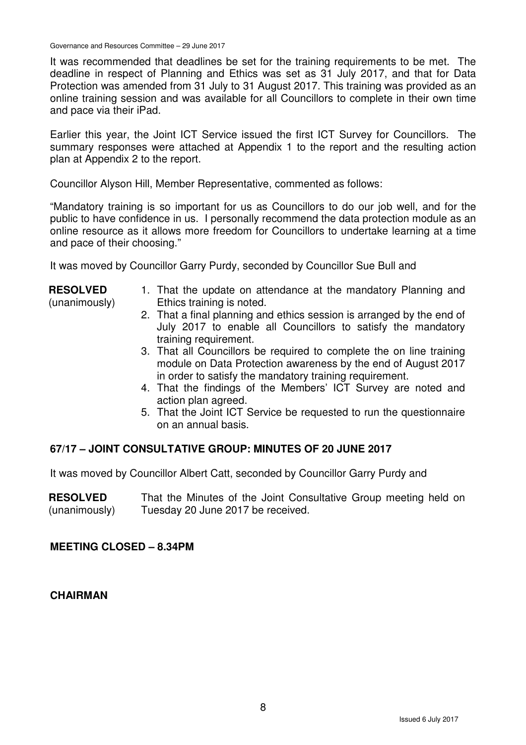It was recommended that deadlines be set for the training requirements to be met. The deadline in respect of Planning and Ethics was set as 31 July 2017, and that for Data Protection was amended from 31 July to 31 August 2017. This training was provided as an online training session and was available for all Councillors to complete in their own time and pace via their iPad.

Earlier this year, the Joint ICT Service issued the first ICT Survey for Councillors. The summary responses were attached at Appendix 1 to the report and the resulting action plan at Appendix 2 to the report.

Councillor Alyson Hill, Member Representative, commented as follows:

"Mandatory training is so important for us as Councillors to do our job well, and for the public to have confidence in us. I personally recommend the data protection module as an online resource as it allows more freedom for Councillors to undertake learning at a time and pace of their choosing."

It was moved by Councillor Garry Purdy, seconded by Councillor Sue Bull and

**RESOLVED** (unanimously)

1. That the update on attendance at the mandatory Planning and Ethics training is noted.
2. That a final planning and ethics session is arranged by the end of July 2017 to enable all Councillors to satisfy the mandatory training requirement.
3. That all Councillors be required to complete the on line training module on Data Protection awareness by the end of August 2017 in order to satisfy the mandatory training requirement.
4. That the findings of the Members' ICT Survey are noted and action plan agreed.
5. That the Joint ICT Service be requested to run the questionnaire on an annual basis.

## 67/17 – JOINT CONSULTATIVE GROUP: MINUTES OF 20 JUNE 2017

It was moved by Councillor Albert Catt, seconded by Councillor Garry Purdy and

**RESOLVED** (unanimously) That the Minutes of the Joint Consultative Group meeting held on Tuesday 20 June 2017 be received.

**MEETING CLOSED – 8.34PM**

**CHAIRMAN**

Issued 6 July 2017